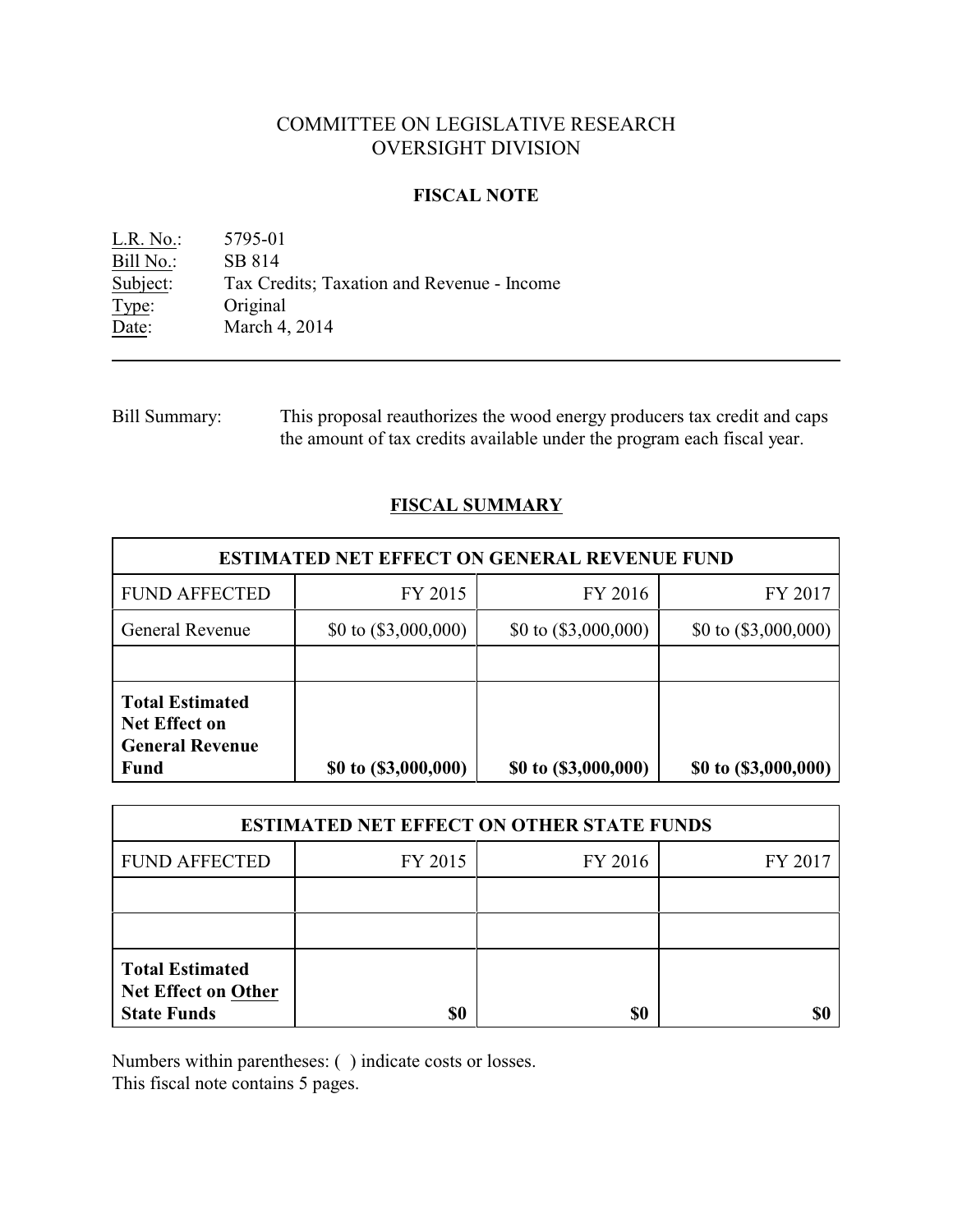# COMMITTEE ON LEGISLATIVE RESEARCH
# OVERSIGHT DIVISION

## FISCAL NOTE

L.R. No.: 5795-01
Bill No.: SB 814
Subject: Tax Credits; Taxation and Revenue - Income
Type: Original
Date: March 4, 2014

---

Bill Summary: This proposal reauthorizes the wood energy producers tax credit and caps the amount of tax credits available under the program each fiscal year.

## FISCAL SUMMARY

| ESTIMATED NET EFFECT ON GENERAL REVENUE FUND | | | |
|---|---|---|---|
| FUND AFFECTED | FY 2015 | FY 2016 | FY 2017 |
| General Revenue | $0 to ($3,000,000) | $0 to ($3,000,000) | $0 to ($3,000,000) |
| | | | |
| **Total Estimated Net Effect on General Revenue Fund** | **$0 to ($3,000,000)** | **$0 to ($3,000,000)** | **$0 to ($3,000,000)** |

| ESTIMATED NET EFFECT ON OTHER STATE FUNDS | | | |
|---|---|---|---|
| FUND AFFECTED | FY 2015 | FY 2016 | FY 2017 |
| | | | |
| | | | |
| **Total Estimated Net Effect on Other State Funds** | **$0** | **$0** | **$0** |

Numbers within parentheses: ( ) indicate costs or losses.
This fiscal note contains 5 pages.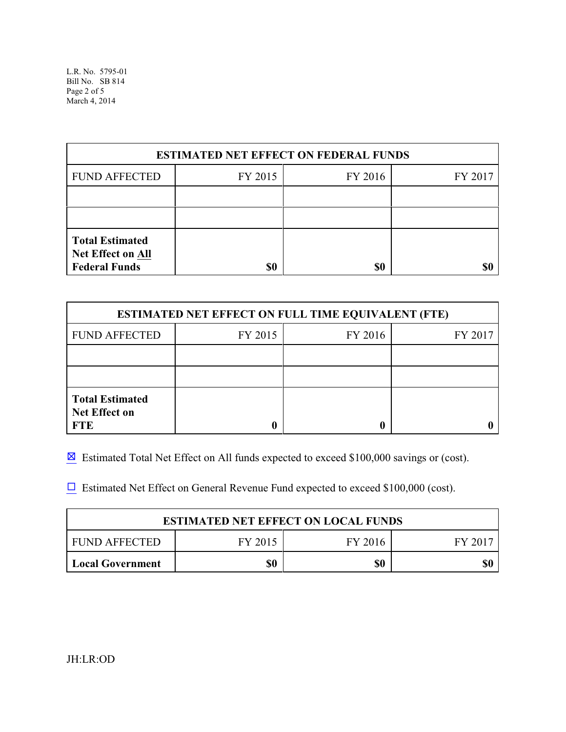| ESTIMATED NET EFFECT ON FEDERAL FUNDS | | | |
|---|---|---|---|
| FUND AFFECTED | FY 2015 | FY 2016 | FY 2017 |
| | | | |
| | | | |
| **Total Estimated Net Effect on All Federal Funds** | **$0** | **$0** | **$0** |

| ESTIMATED NET EFFECT ON FULL TIME EQUIVALENT (FTE) | | | |
|---|---|---|---|
| FUND AFFECTED | FY 2015 | FY 2016 | FY 2017 |
| | | | |
| | | | |
| **Total Estimated Net Effect on FTE** | **0** | **0** | **0** |

☒ Estimated Total Net Effect on All funds expected to exceed $100,000 savings or (cost).

☐ Estimated Net Effect on General Revenue Fund expected to exceed $100,000 (cost).

| ESTIMATED NET EFFECT ON LOCAL FUNDS | | | |
|---|---|---|---|
| FUND AFFECTED | FY 2015 | FY 2016 | FY 2017 |
| **Local Government** | **$0** | **$0** | **$0** |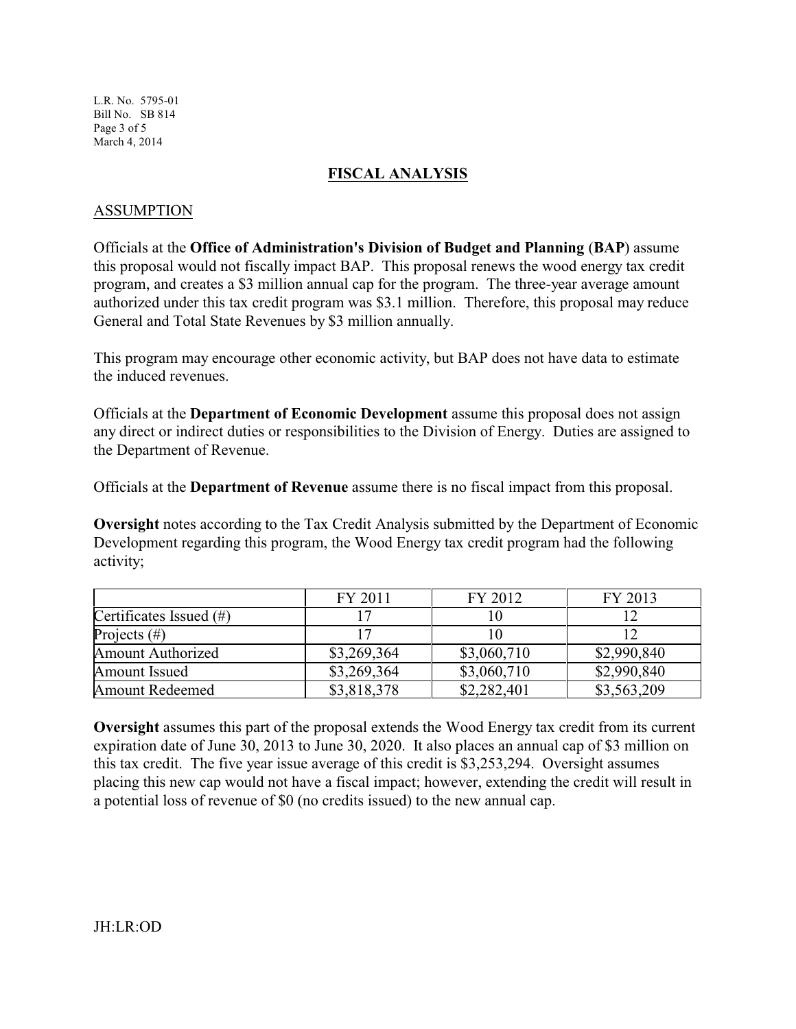## FISCAL ANALYSIS

### ASSUMPTION

Officials at the **Office of Administration's Division of Budget and Planning** (**BAP**) assume this proposal would not fiscally impact BAP. This proposal renews the wood energy tax credit program, and creates a $3 million annual cap for the program. The three-year average amount authorized under this tax credit program was $3.1 million. Therefore, this proposal may reduce General and Total State Revenues by $3 million annually.

This program may encourage other economic activity, but BAP does not have data to estimate the induced revenues.

Officials at the **Department of Economic Development** assume this proposal does not assign any direct or indirect duties or responsibilities to the Division of Energy. Duties are assigned to the Department of Revenue.

Officials at the **Department of Revenue** assume there is no fiscal impact from this proposal.

**Oversight** notes according to the Tax Credit Analysis submitted by the Department of Economic Development regarding this program, the Wood Energy tax credit program had the following activity;

| | FY 2011 | FY 2012 | FY 2013 |
|---|---|---|---|
| Certificates Issued (#) | 17 | 10 | 12 |
| Projects (#) | 17 | 10 | 12 |
| Amount Authorized | $3,269,364 | $3,060,710 | $2,990,840 |
| Amount Issued | $3,269,364 | $3,060,710 | $2,990,840 |
| Amount Redeemed | $3,818,378 | $2,282,401 | $3,563,209 |

**Oversight** assumes this part of the proposal extends the Wood Energy tax credit from its current expiration date of June 30, 2013 to June 30, 2020. It also places an annual cap of $3 million on this tax credit. The five year issue average of this credit is $3,253,294. Oversight assumes placing this new cap would not have a fiscal impact; however, extending the credit will result in a potential loss of revenue of $0 (no credits issued) to the new annual cap.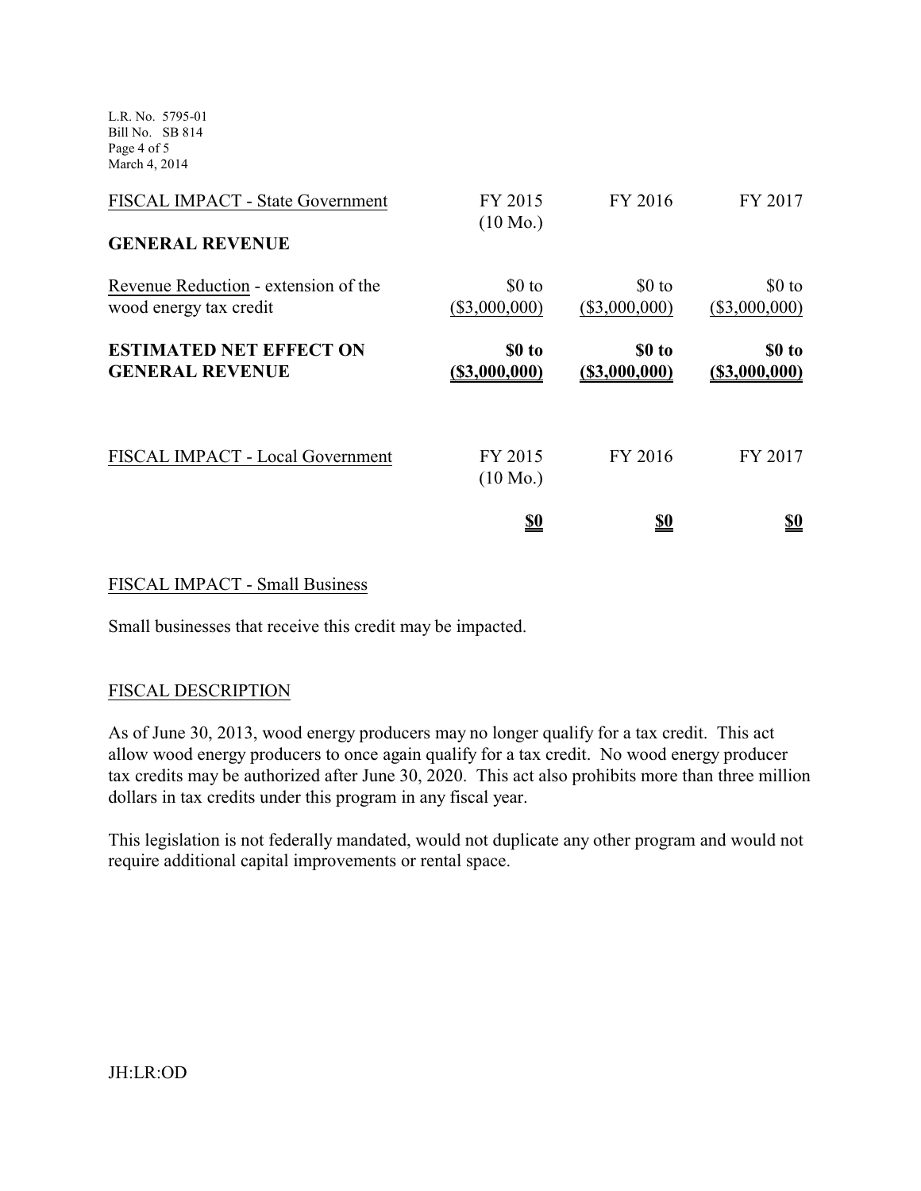| FISCAL IMPACT - State Government | FY 2015 (10 Mo.) | FY 2016 | FY 2017 |
|---|---|---|---|
| **GENERAL REVENUE** | | | |
| Revenue Reduction - extension of the wood energy tax credit | $0 to ($3,000,000) | $0 to ($3,000,000) | $0 to ($3,000,000) |
| **ESTIMATED NET EFFECT ON GENERAL REVENUE** | **$0 to ($3,000,000)** | **$0 to ($3,000,000)** | **$0 to ($3,000,000)** |

| FISCAL IMPACT - Local Government | FY 2015 (10 Mo.) | FY 2016 | FY 2017 |
|---|---|---|---|
| | **$0** | **$0** | **$0** |

FISCAL IMPACT - Small Business

Small businesses that receive this credit may be impacted.

FISCAL DESCRIPTION

As of June 30, 2013, wood energy producers may no longer qualify for a tax credit. This act allow wood energy producers to once again qualify for a tax credit. No wood energy producer tax credits may be authorized after June 30, 2020. This act also prohibits more than three million dollars in tax credits under this program in any fiscal year.

This legislation is not federally mandated, would not duplicate any other program and would not require additional capital improvements or rental space.

JH:LR:OD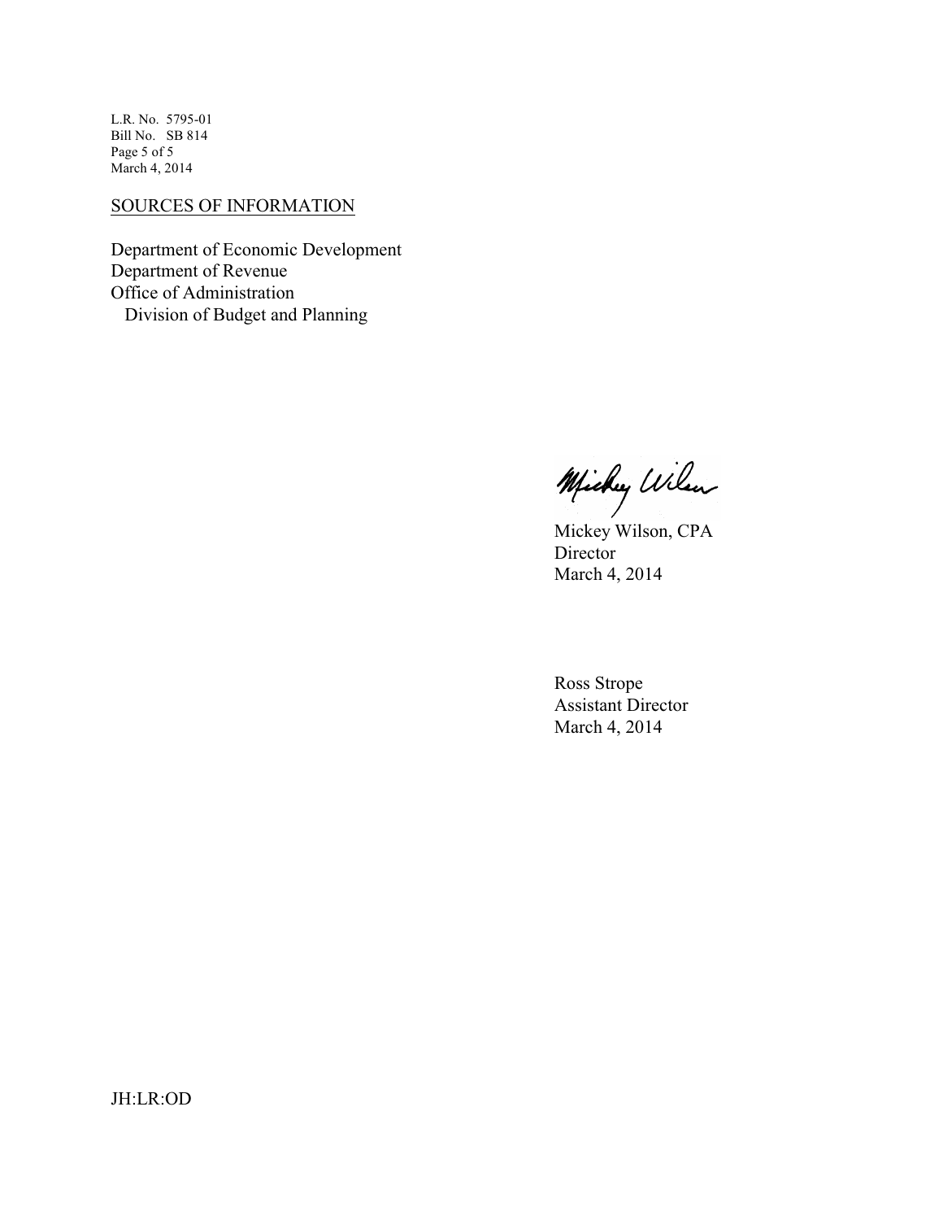## SOURCES OF INFORMATION

Department of Economic Development
Department of Revenue
Office of Administration
Division of Budget and Planning

Mickey Wilson, CPA
Director
March 4, 2014

Ross Strope
Assistant Director
March 4, 2014

JH:LR:OD